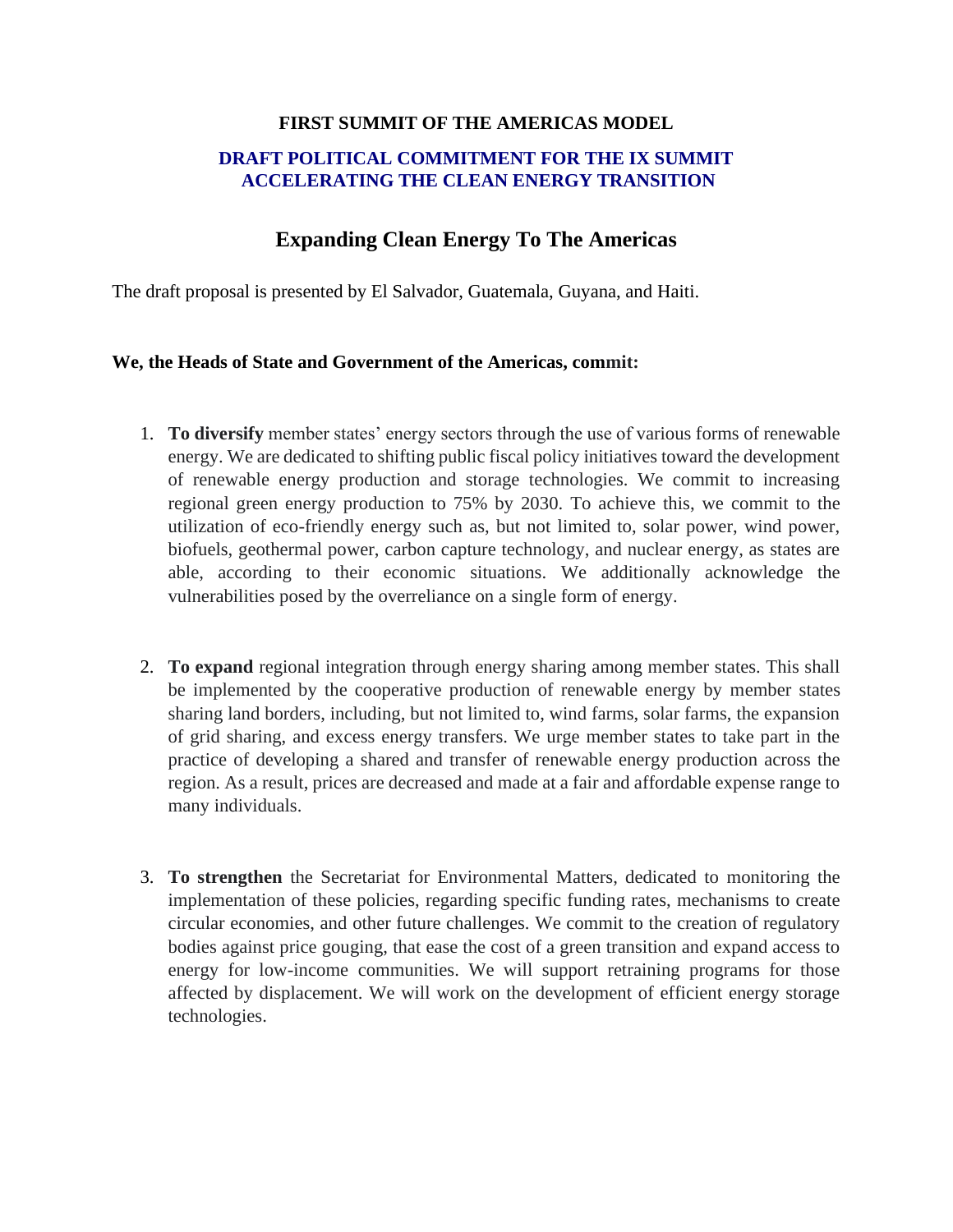**FIRST SUMMIT OF THE AMERICAS MODEL**

**DRAFT POLITICAL COMMITMENT FOR THE IX SUMMIT ACCELERATING THE CLEAN ENERGY TRANSITION**

## Expanding Clean Energy To The Americas

The draft proposal is presented by El Salvador, Guatemala, Guyana, and Haiti.

**We, the Heads of State and Government of the Americas, commit:**

1. **To diversify** member states' energy sectors through the use of various forms of renewable energy. We are dedicated to shifting public fiscal policy initiatives toward the development of renewable energy production and storage technologies. We commit to increasing regional green energy production to 75% by 2030. To achieve this, we commit to the utilization of eco-friendly energy such as, but not limited to, solar power, wind power, biofuels, geothermal power, carbon capture technology, and nuclear energy, as states are able, according to their economic situations. We additionally acknowledge the vulnerabilities posed by the overreliance on a single form of energy.

2. **To expand** regional integration through energy sharing among member states. This shall be implemented by the cooperative production of renewable energy by member states sharing land borders, including, but not limited to, wind farms, solar farms, the expansion of grid sharing, and excess energy transfers. We urge member states to take part in the practice of developing a shared and transfer of renewable energy production across the region. As a result, prices are decreased and made at a fair and affordable expense range to many individuals.

3. **To strengthen** the Secretariat for Environmental Matters, dedicated to monitoring the implementation of these policies, regarding specific funding rates, mechanisms to create circular economies, and other future challenges. We commit to the creation of regulatory bodies against price gouging, that ease the cost of a green transition and expand access to energy for low-income communities. We will support retraining programs for those affected by displacement. We will work on the development of efficient energy storage technologies.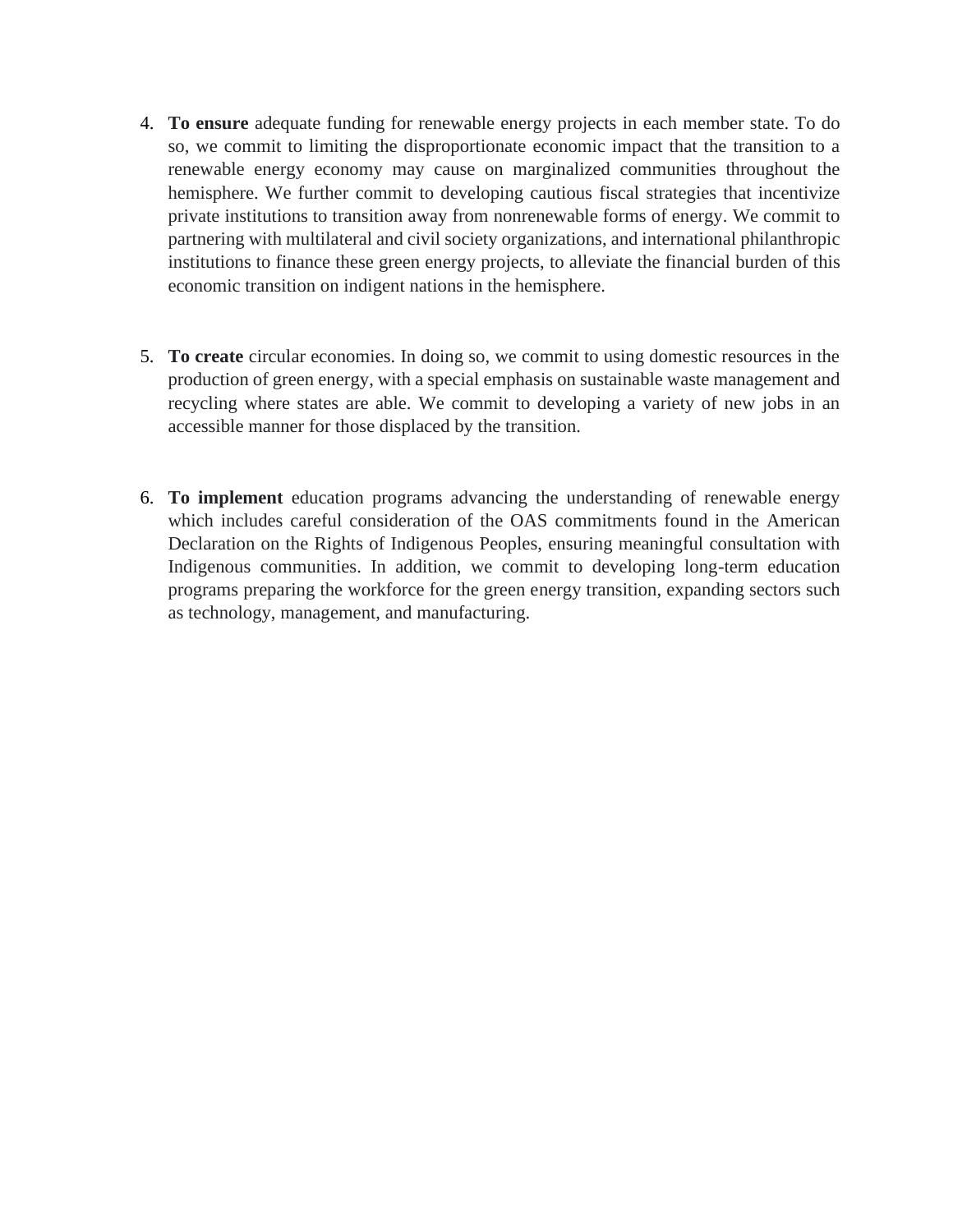4. **To ensure** adequate funding for renewable energy projects in each member state. To do so, we commit to limiting the disproportionate economic impact that the transition to a renewable energy economy may cause on marginalized communities throughout the hemisphere. We further commit to developing cautious fiscal strategies that incentivize private institutions to transition away from nonrenewable forms of energy. We commit to partnering with multilateral and civil society organizations, and international philanthropic institutions to finance these green energy projects, to alleviate the financial burden of this economic transition on indigent nations in the hemisphere.

5. **To create** circular economies. In doing so, we commit to using domestic resources in the production of green energy, with a special emphasis on sustainable waste management and recycling where states are able. We commit to developing a variety of new jobs in an accessible manner for those displaced by the transition.

6. **To implement** education programs advancing the understanding of renewable energy which includes careful consideration of the OAS commitments found in the American Declaration on the Rights of Indigenous Peoples, ensuring meaningful consultation with Indigenous communities. In addition, we commit to developing long-term education programs preparing the workforce for the green energy transition, expanding sectors such as technology, management, and manufacturing.